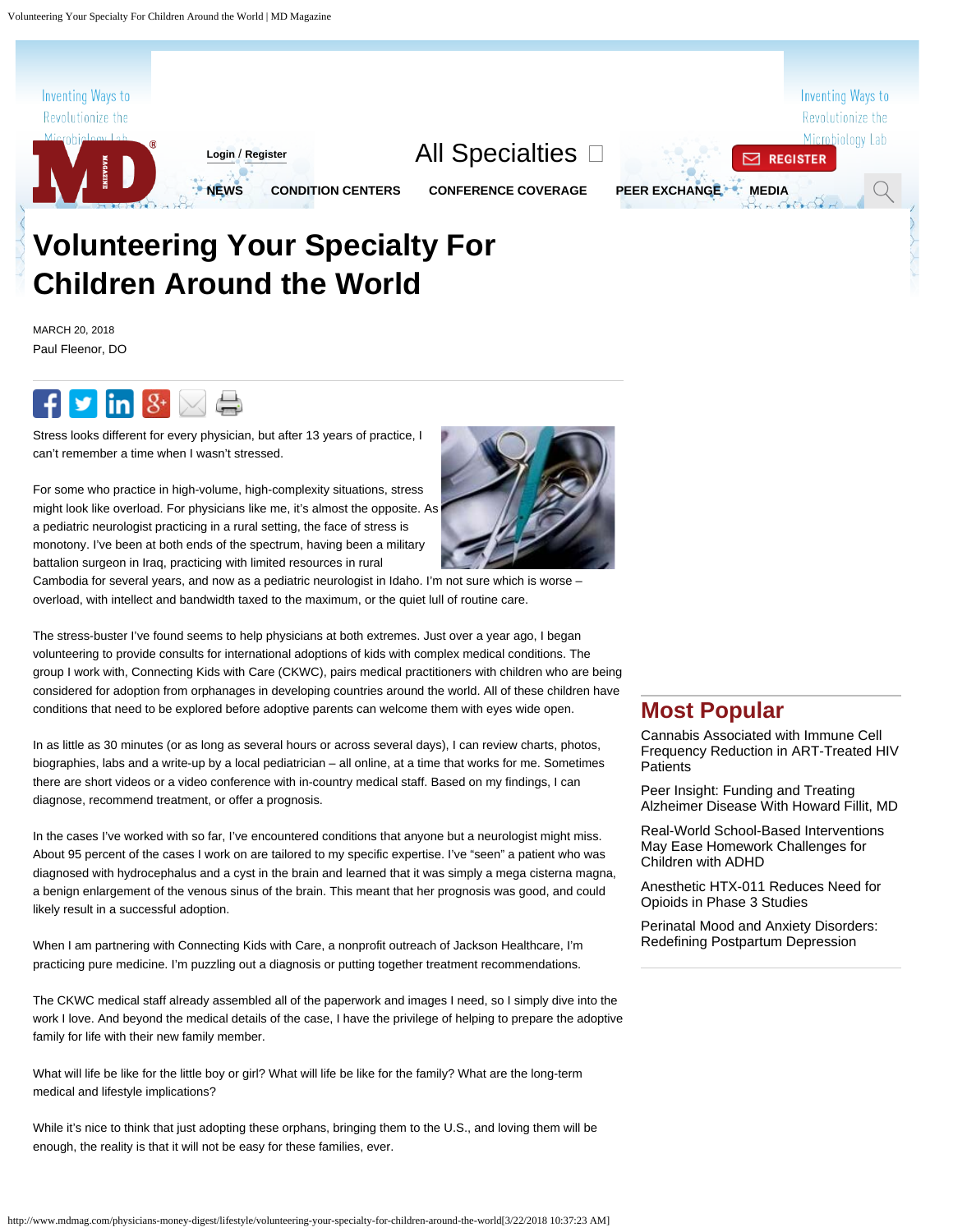# Volunteering Your Specialty For Children Around the World

MARCH 20, 2018

Paul Fleenor, DO

Stress looks different for every physician, but after 13 years of practice, I can't remember a time when I wasn't stressed.

For some who practice in high-volume, high-complexity situations, stress might look like overload. For physicians like me, it's almost the opposite. As a pediatric neurologist practicing in a rural setting, the face of stress is monotony. I've been at both ends of the spectrum, having been a military battalion surgeon in Iraq, practicing with limited resources in rural Cambodia for several years, and now as a pediatric neurologist in Idaho. I'm not sure which is worse – overload, with intellect and bandwidth taxed to the maximum, or the quiet lull of routine care.

The stress-buster I've found seems to help physicians at both extremes. Just over a year ago, I began volunteering to provide consults for international adoptions of kids with complex medical conditions. The group I work with, Connecting Kids with Care (CKWC), pairs medical practitioners with children who are being considered for adoption from orphanages in developing countries around the world. All of these children have conditions that need to be explored before adoptive parents can welcome them with eyes wide open.

In as little as 30 minutes (or as long as several hours or across several days), I can review charts, photos, biographies, labs and a write-up by a local pediatrician – all online, at a time that works for me. Sometimes there are short videos or a video conference with in-country medical staff. Based on my findings, I can diagnose, recommend treatment, or offer a prognosis.

In the cases I've worked with so far, I've encountered conditions that anyone but a neurologist might miss. About 95 percent of the cases I work on are tailored to my specific expertise. I've "seen" a patient who was diagnosed with hydrocephalus and a cyst in the brain and learned that it was simply a mega cisterna magna, a benign enlargement of the venous sinus of the brain. This meant that her prognosis was good, and could likely result in a successful adoption.

When I am partnering with Connecting Kids with Care, a nonprofit outreach of Jackson Healthcare, I'm practicing pure medicine. I'm puzzling out a diagnosis or putting together treatment recommendations.

The CKWC medical staff already assembled all of the paperwork and images I need, so I simply dive into the work I love. And beyond the medical details of the case, I have the privilege of helping to prepare the adoptive family for life with their new family member.

What will life be like for the little boy or girl? What will life be like for the family? What are the long-term medical and lifestyle implications?

While it's nice to think that just adopting these orphans, bringing them to the U.S., and loving them will be enough, the reality is that it will not be easy for these families, ever.

## Most Popular

- Cannabis Associated with Immune Cell Frequency Reduction in ART-Treated HIV Patients
- Peer Insight: Funding and Treating Alzheimer Disease With Howard Fillit, MD
- Real-World School-Based Interventions May Ease Homework Challenges for Children with ADHD
- Anesthetic HTX-011 Reduces Need for Opioids in Phase 3 Studies
- Perinatal Mood and Anxiety Disorders: Redefining Postpartum Depression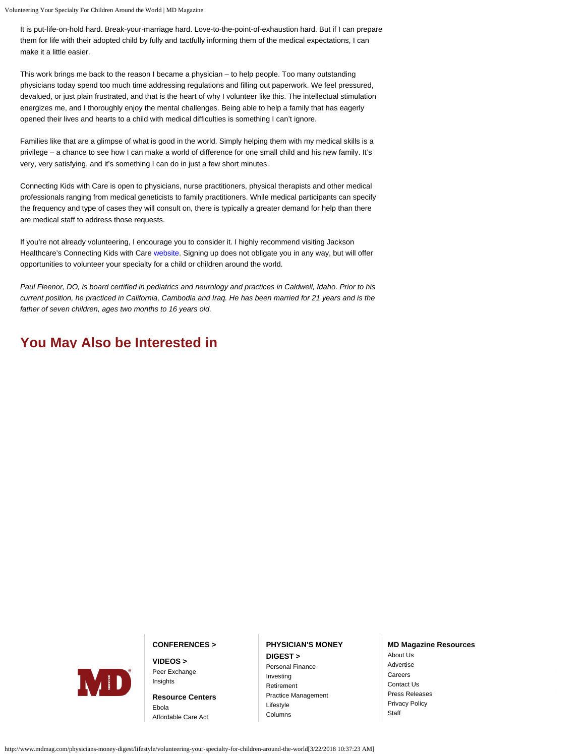It is put-life-on-hold hard. Break-your-marriage hard. Love-to-the-point-of-exhaustion hard. But if I can prepare them for life with their adopted child by fully and tactfully informing them of the medical expectations, I can make it a little easier.

This work brings me back to the reason I became a physician – to help people. Too many outstanding physicians today spend too much time addressing regulations and filling out paperwork. We feel pressured, devalued, or just plain frustrated, and that is the heart of why I volunteer like this. The intellectual stimulation energizes me, and I thoroughly enjoy the mental challenges. Being able to help a family that has eagerly opened their lives and hearts to a child with medical difficulties is something I can't ignore.

Families like that are a glimpse of what is good in the world. Simply helping them with my medical skills is a privilege – a chance to see how I can make a world of difference for one small child and his new family. It's very, very satisfying, and it's something I can do in just a few short minutes.

Connecting Kids with Care is open to physicians, nurse practitioners, physical therapists and other medical professionals ranging from medical geneticists to family practitioners. While medical participants can specify the frequency and type of cases they will consult on, there is typically a greater demand for help than there are medical staff to address those requests.

If you're not already volunteering, I encourage you to consider it. I highly recommend visiting Jackson Healthcare's Connecting Kids with Care website. Signing up does not obligate you in any way, but will offer opportunities to volunteer your specialty for a child or children around the world.

*Paul Fleenor, DO, is board certified in pediatrics and neurology and practices in Caldwell, Idaho. Prior to his current position, he practiced in California, Cambodia and Iraq. He has been married for 21 years and is the father of seven children, ages two months to 16 years old.*

## You May Also be Interested in

**CONFERENCES >**

**VIDEOS >**
Peer Exchange
Insights

**Resource Centers**
Ebola
Affordable Care Act

**PHYSICIAN'S MONEY DIGEST >**
Personal Finance
Investing
Retirement
Practice Management
Lifestyle
Columns

**MD Magazine Resources**
About Us
Advertise
Careers
Contact Us
Press Releases
Privacy Policy
Staff